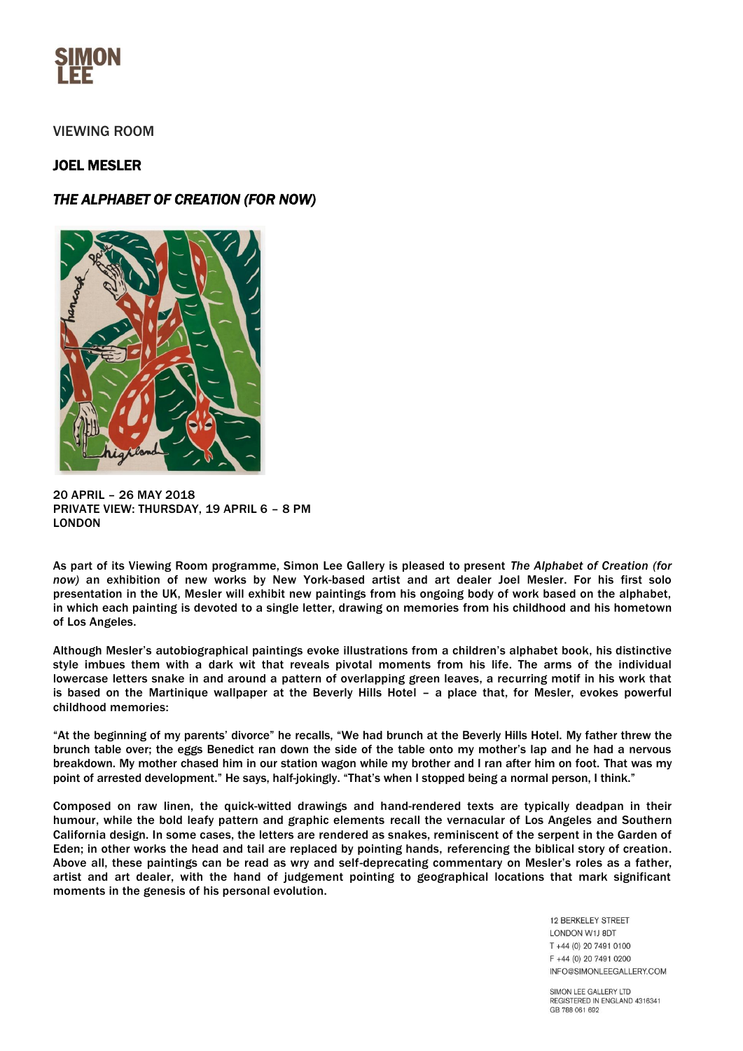SIMON LEE

VIEWING ROOM

## JOEL MESLER

## *THE ALPHABET OF CREATION (FOR NOW)*

20 APRIL – 26 MAY 2018
PRIVATE VIEW: THURSDAY, 19 APRIL 6 – 8 PM
LONDON

As part of its Viewing Room programme, Simon Lee Gallery is pleased to present *The Alphabet of Creation (for now)* an exhibition of new works by New York-based artist and art dealer Joel Mesler. For his first solo presentation in the UK, Mesler will exhibit new paintings from his ongoing body of work based on the alphabet, in which each painting is devoted to a single letter, drawing on memories from his childhood and his hometown of Los Angeles.

Although Mesler's autobiographical paintings evoke illustrations from a children's alphabet book, his distinctive style imbues them with a dark wit that reveals pivotal moments from his life. The arms of the individual lowercase letters snake in and around a pattern of overlapping green leaves, a recurring motif in his work that is based on the Martinique wallpaper at the Beverly Hills Hotel – a place that, for Mesler, evokes powerful childhood memories:

"At the beginning of my parents' divorce" he recalls, "We had brunch at the Beverly Hills Hotel. My father threw the brunch table over; the eggs Benedict ran down the side of the table onto my mother's lap and he had a nervous breakdown. My mother chased him in our station wagon while my brother and I ran after him on foot. That was my point of arrested development." He says, half-jokingly. "That's when I stopped being a normal person, I think."

Composed on raw linen, the quick-witted drawings and hand-rendered texts are typically deadpan in their humour, while the bold leafy pattern and graphic elements recall the vernacular of Los Angeles and Southern California design. In some cases, the letters are rendered as snakes, reminiscent of the serpent in the Garden of Eden; in other works the head and tail are replaced by pointing hands, referencing the biblical story of creation. Above all, these paintings can be read as wry and self-deprecating commentary on Mesler's roles as a father, artist and art dealer, with the hand of judgement pointing to geographical locations that mark significant moments in the genesis of his personal evolution.

12 BERKELEY STREET
LONDON W1J 8DT
T +44 (0) 20 7491 0100
F +44 (0) 20 7491 0200
INFO@SIMONLEEGALLERY.COM

SIMON LEE GALLERY LTD
REGISTERED IN ENGLAND 4316341
GB 788 061 692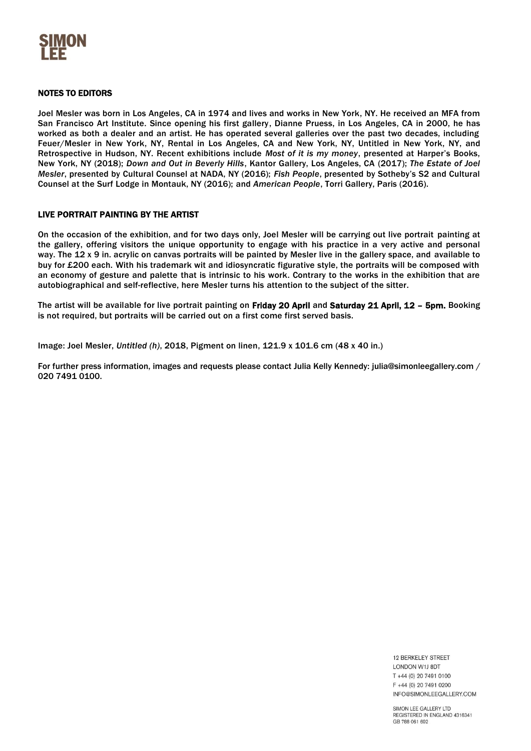## NOTES TO EDITORS

Joel Mesler was born in Los Angeles, CA in 1974 and lives and works in New York, NY. He received an MFA from San Francisco Art Institute. Since opening his first gallery, Dianne Pruess, in Los Angeles, CA in 2000, he has worked as both a dealer and an artist. He has operated several galleries over the past two decades, including Feuer/Mesler in New York, NY, Rental in Los Angeles, CA and New York, NY, Untitled in New York, NY, and Retrospective in Hudson, NY. Recent exhibitions include *Most of it is my money*, presented at Harper's Books, New York, NY (2018); *Down and Out in Beverly Hills*, Kantor Gallery, Los Angeles, CA (2017); *The Estate of Joel Mesler*, presented by Cultural Counsel at NADA, NY (2016); *Fish People*, presented by Sotheby's S2 and Cultural Counsel at the Surf Lodge in Montauk, NY (2016); and *American People*, Torri Gallery, Paris (2016).

## LIVE PORTRAIT PAINTING BY THE ARTIST

On the occasion of the exhibition, and for two days only, Joel Mesler will be carrying out live portrait painting at the gallery, offering visitors the unique opportunity to engage with his practice in a very active and personal way. The 12 x 9 in. acrylic on canvas portraits will be painted by Mesler live in the gallery space, and available to buy for £200 each. With his trademark wit and idiosyncratic figurative style, the portraits will be composed with an economy of gesture and palette that is intrinsic to his work. Contrary to the works in the exhibition that are autobiographical and self-reflective, here Mesler turns his attention to the subject of the sitter.

The artist will be available for live portrait painting on **Friday 20 April** and **Saturday 21 April, 12 – 5pm.** Booking is not required, but portraits will be carried out on a first come first served basis.

Image: Joel Mesler, *Untitled (h)*, 2018, Pigment on linen, 121.9 x 101.6 cm (48 x 40 in.)

For further press information, images and requests please contact Julia Kelly Kennedy: julia@simonleegallery.com / 020 7491 0100.

12 BERKELEY STREET
LONDON W1J 8DT
T +44 (0) 20 7491 0100
F +44 (0) 20 7491 0200
INFO@SIMONLEEGALLERY.COM

SIMON LEE GALLERY LTD
REGISTERED IN ENGLAND 4316341
GB 768 061 692